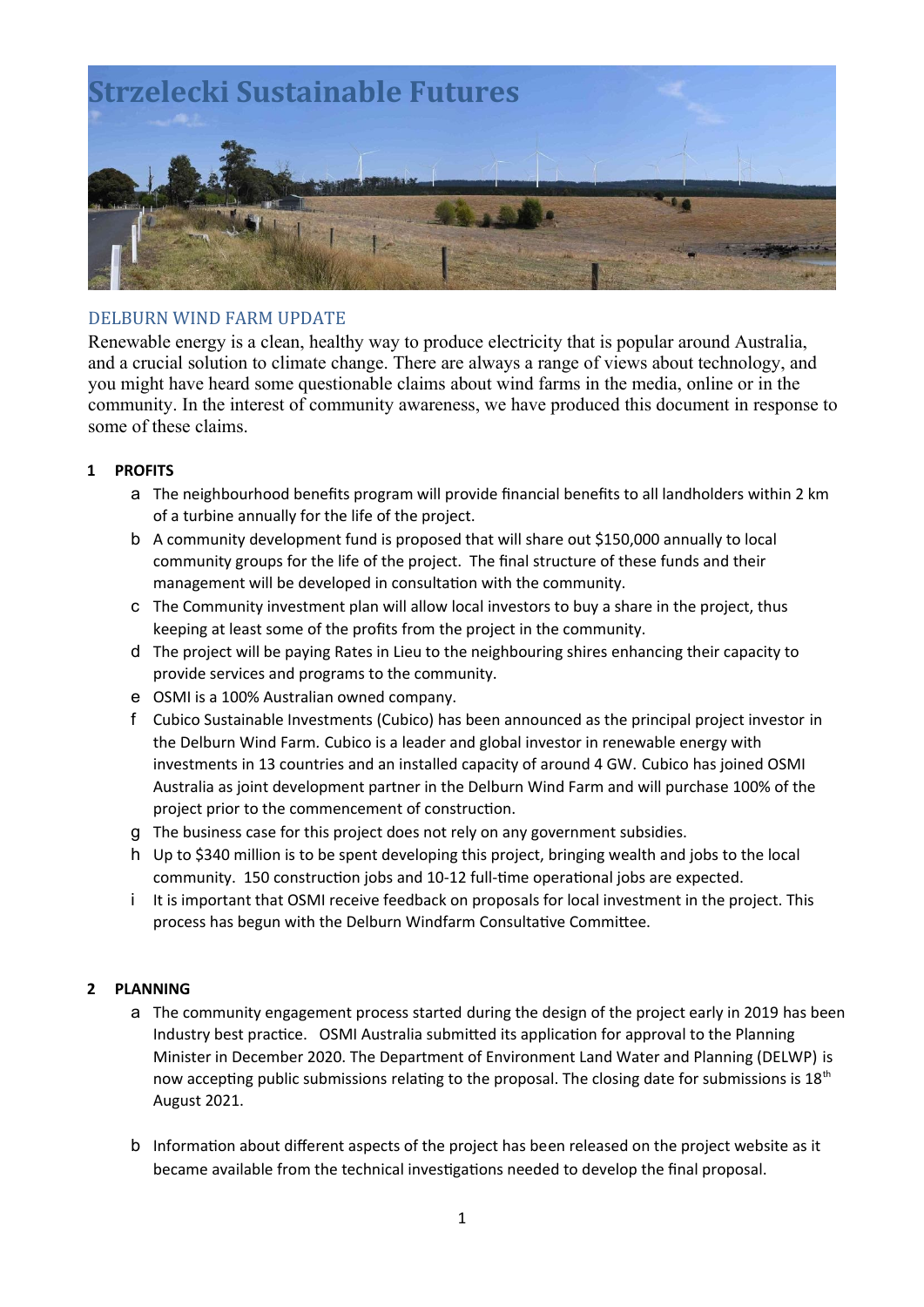# Strzelecki Sustainable Futures

## DELBURN WIND FARM UPDATE

Renewable energy is a clean, healthy way to produce electricity that is popular around Australia, and a crucial solution to climate change. There are always a range of views about technology, and you might have heard some questionable claims about wind farms in the media, online or in the community. In the interest of community awareness, we have produced this document in response to some of these claims.

### 1 PROFITS

a. The neighbourhood benefits program will provide financial benefits to all landholders within 2 km of a turbine annually for the life of the project.
b. A community development fund is proposed that will share out $150,000 annually to local community groups for the life of the project. The final structure of these funds and their management will be developed in consultation with the community.
c. The Community investment plan will allow local investors to buy a share in the project, thus keeping at least some of the profits from the project in the community.
d. The project will be paying Rates in Lieu to the neighbouring shires enhancing their capacity to provide services and programs to the community.
e. OSMI is a 100% Australian owned company.
f. Cubico Sustainable Investments (Cubico) has been announced as the principal project investor in the Delburn Wind Farm. Cubico is a leader and global investor in renewable energy with investments in 13 countries and an installed capacity of around 4 GW. Cubico has joined OSMI Australia as joint development partner in the Delburn Wind Farm and will purchase 100% of the project prior to the commencement of construction.
g. The business case for this project does not rely on any government subsidies.
h. Up to $340 million is to be spent developing this project, bringing wealth and jobs to the local community. 150 construction jobs and 10-12 full-time operational jobs are expected.
i. It is important that OSMI receive feedback on proposals for local investment in the project. This process has begun with the Delburn Windfarm Consultative Committee.

### 2 PLANNING

a. The community engagement process started during the design of the project early in 2019 has been Industry best practice. OSMI Australia submitted its application for approval to the Planning Minister in December 2020. The Department of Environment Land Water and Planning (DELWP) is now accepting public submissions relating to the proposal. The closing date for submissions is 18th August 2021.

b. Information about different aspects of the project has been released on the project website as it became available from the technical investigations needed to develop the final proposal.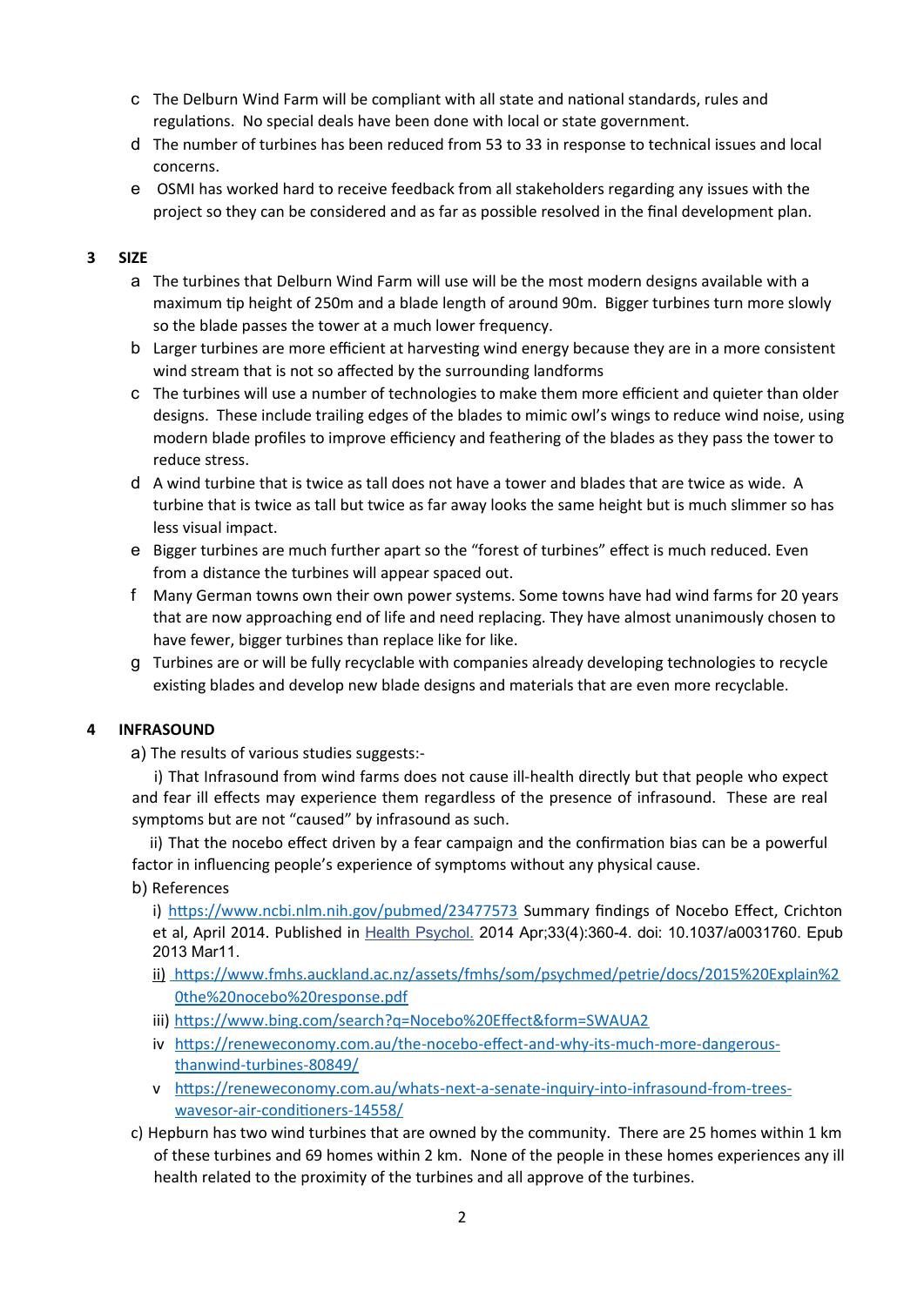c The Delburn Wind Farm will be compliant with all state and national standards, rules and regulations. No special deals have been done with local or state government.

d The number of turbines has been reduced from 53 to 33 in response to technical issues and local concerns.

e OSMI has worked hard to receive feedback from all stakeholders regarding any issues with the project so they can be considered and as far as possible resolved in the final development plan.

## 3 SIZE

a The turbines that Delburn Wind Farm will use will be the most modern designs available with a maximum tip height of 250m and a blade length of around 90m. Bigger turbines turn more slowly so the blade passes the tower at a much lower frequency.

b Larger turbines are more efficient at harvesting wind energy because they are in a more consistent wind stream that is not so affected by the surrounding landforms

c The turbines will use a number of technologies to make them more efficient and quieter than older designs. These include trailing edges of the blades to mimic owl's wings to reduce wind noise, using modern blade profiles to improve efficiency and feathering of the blades as they pass the tower to reduce stress.

d A wind turbine that is twice as tall does not have a tower and blades that are twice as wide. A turbine that is twice as tall but twice as far away looks the same height but is much slimmer so has less visual impact.

e Bigger turbines are much further apart so the "forest of turbines" effect is much reduced. Even from a distance the turbines will appear spaced out.

f Many German towns own their own power systems. Some towns have had wind farms for 20 years that are now approaching end of life and need replacing. They have almost unanimously chosen to have fewer, bigger turbines than replace like for like.

g Turbines are or will be fully recyclable with companies already developing technologies to recycle existing blades and develop new blade designs and materials that are even more recyclable.

## 4 INFRASOUND

a) The results of various studies suggests:-

i) That Infrasound from wind farms does not cause ill-health directly but that people who expect and fear ill effects may experience them regardless of the presence of infrasound. These are real symptoms but are not "caused" by infrasound as such.

ii) That the nocebo effect driven by a fear campaign and the confirmation bias can be a powerful factor in influencing people's experience of symptoms without any physical cause.

b) References

i) https://www.ncbi.nlm.nih.gov/pubmed/23477573 Summary findings of Nocebo Effect, Crichton et al, April 2014. Published in Health Psychol. 2014 Apr;33(4):360-4. doi: 10.1037/a0031760. Epub 2013 Mar11.

ii) https://www.fmhs.auckland.ac.nz/assets/fmhs/som/psychmed/petrie/docs/2015%20Explain%20the%20nocebo%20response.pdf

iii) https://www.bing.com/search?q=Nocebo%20Effect&form=SWAUA2

iv https://reneweconomy.com.au/the-nocebo-effect-and-why-its-much-more-dangerous-thanwind-turbines-80849/

v https://reneweconomy.com.au/whats-next-a-senate-inquiry-into-infrasound-from-trees-wavesor-air-conditioners-14558/

c) Hepburn has two wind turbines that are owned by the community. There are 25 homes within 1 km of these turbines and 69 homes within 2 km. None of the people in these homes experiences any ill health related to the proximity of the turbines and all approve of the turbines.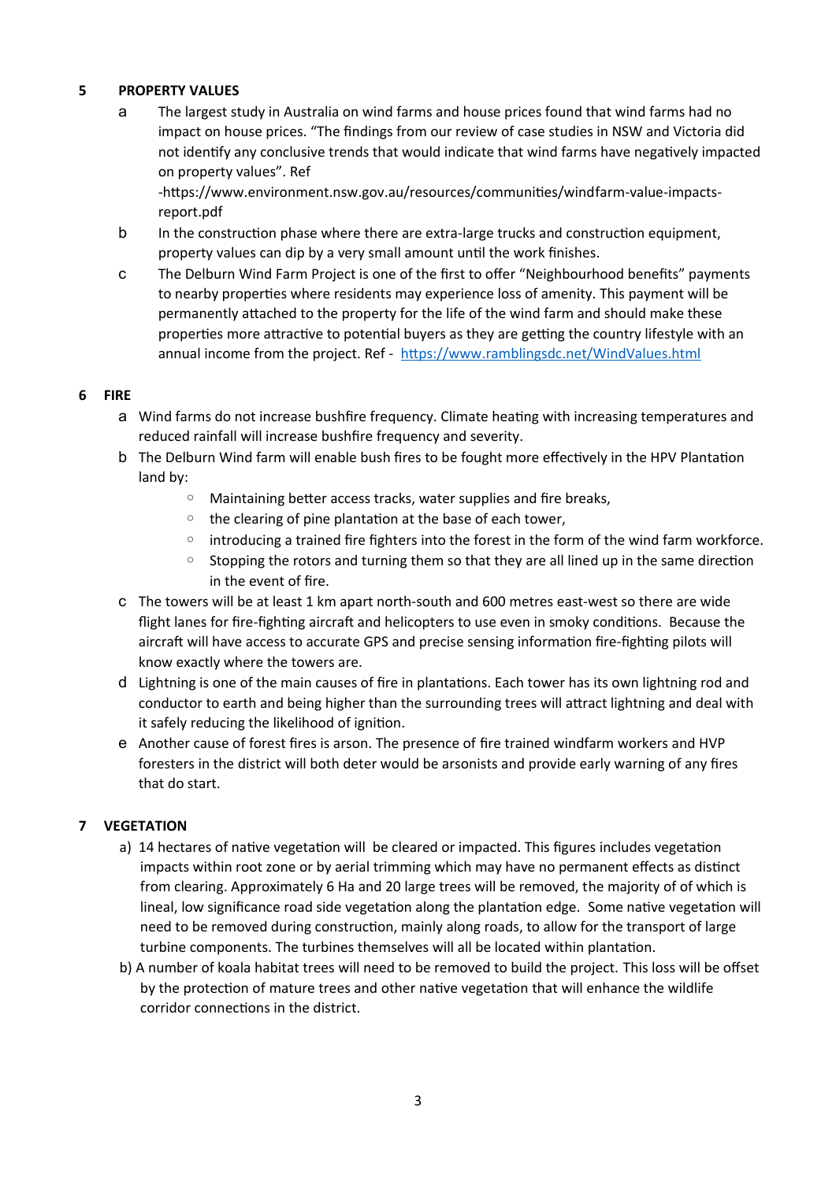## 5 PROPERTY VALUES

a. The largest study in Australia on wind farms and house prices found that wind farms had no impact on house prices. "The findings from our review of case studies in NSW and Victoria did not identify any conclusive trends that would indicate that wind farms have negatively impacted on property values". Ref -https://www.environment.nsw.gov.au/resources/communities/windfarm-value-impacts-report.pdf

b. In the construction phase where there are extra-large trucks and construction equipment, property values can dip by a very small amount until the work finishes.

c. The Delburn Wind Farm Project is one of the first to offer "Neighbourhood benefits" payments to nearby properties where residents may experience loss of amenity. This payment will be permanently attached to the property for the life of the wind farm and should make these properties more attractive to potential buyers as they are getting the country lifestyle with an annual income from the project. Ref - https://www.ramblingsdc.net/WindValues.html

## 6 FIRE

a. Wind farms do not increase bushfire frequency. Climate heating with increasing temperatures and reduced rainfall will increase bushfire frequency and severity.

b. The Delburn Wind farm will enable bush fires to be fought more effectively in the HPV Plantation land by:
   - Maintaining better access tracks, water supplies and fire breaks,
   - the clearing of pine plantation at the base of each tower,
   - introducing a trained fire fighters into the forest in the form of the wind farm workforce.
   - Stopping the rotors and turning them so that they are all lined up in the same direction in the event of fire.

c. The towers will be at least 1 km apart north-south and 600 metres east-west so there are wide flight lanes for fire-fighting aircraft and helicopters to use even in smoky conditions. Because the aircraft will have access to accurate GPS and precise sensing information fire-fighting pilots will know exactly where the towers are.

d. Lightning is one of the main causes of fire in plantations. Each tower has its own lightning rod and conductor to earth and being higher than the surrounding trees will attract lightning and deal with it safely reducing the likelihood of ignition.

e. Another cause of forest fires is arson. The presence of fire trained windfarm workers and HVP foresters in the district will both deter would be arsonists and provide early warning of any fires that do start.

## 7 VEGETATION

a) 14 hectares of native vegetation will be cleared or impacted. This figures includes vegetation impacts within root zone or by aerial trimming which may have no permanent effects as distinct from clearing. Approximately 6 Ha and 20 large trees will be removed, the majority of of which is lineal, low significance road side vegetation along the plantation edge. Some native vegetation will need to be removed during construction, mainly along roads, to allow for the transport of large turbine components. The turbines themselves will all be located within plantation.

b) A number of koala habitat trees will need to be removed to build the project. This loss will be offset by the protection of mature trees and other native vegetation that will enhance the wildlife corridor connections in the district.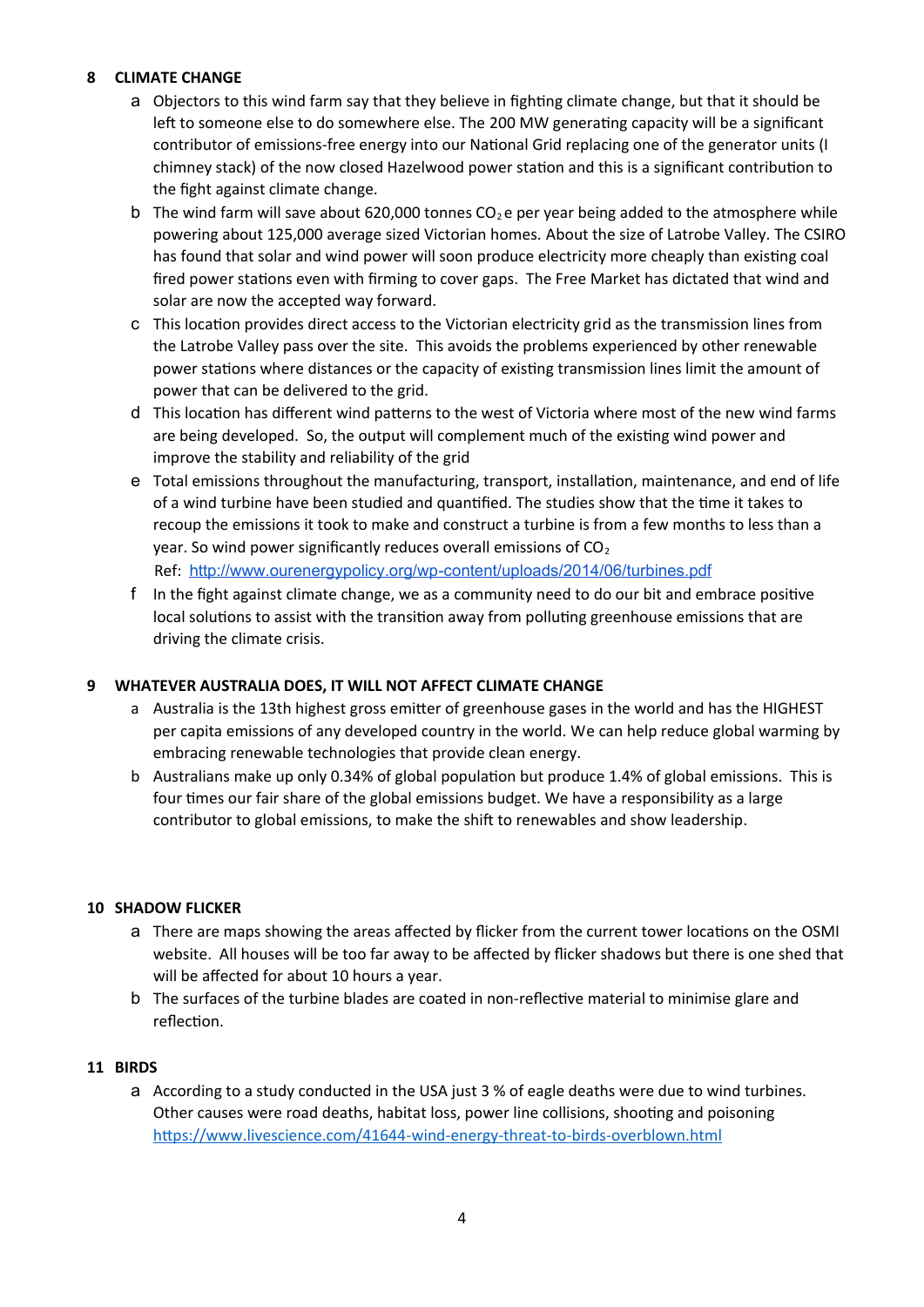## 8 CLIMATE CHANGE

a. Objectors to this wind farm say that they believe in fighting climate change, but that it should be left to someone else to do somewhere else. The 200 MW generating capacity will be a significant contributor of emissions-free energy into our National Grid replacing one of the generator units (I chimney stack) of the now closed Hazelwood power station and this is a significant contribution to the fight against climate change.

b. The wind farm will save about 620,000 tonnes $CO_2$e per year being added to the atmosphere while powering about 125,000 average sized Victorian homes. About the size of Latrobe Valley. The CSIRO has found that solar and wind power will soon produce electricity more cheaply than existing coal fired power stations even with firming to cover gaps. The Free Market has dictated that wind and solar are now the accepted way forward.

c. This location provides direct access to the Victorian electricity grid as the transmission lines from the Latrobe Valley pass over the site. This avoids the problems experienced by other renewable power stations where distances or the capacity of existing transmission lines limit the amount of power that can be delivered to the grid.

d. This location has different wind patterns to the west of Victoria where most of the new wind farms are being developed. So, the output will complement much of the existing wind power and improve the stability and reliability of the grid

e. Total emissions throughout the manufacturing, transport, installation, maintenance, and end of life of a wind turbine have been studied and quantified. The studies show that the time it takes to recoup the emissions it took to make and construct a turbine is from a few months to less than a year. So wind power significantly reduces overall emissions of $CO_2$

   Ref: http://www.ourenergypolicy.org/wp-content/uploads/2014/06/turbines.pdf

f. In the fight against climate change, we as a community need to do our bit and embrace positive local solutions to assist with the transition away from polluting greenhouse emissions that are driving the climate crisis.

## 9 WHATEVER AUSTRALIA DOES, IT WILL NOT AFFECT CLIMATE CHANGE

a. Australia is the 13th highest gross emitter of greenhouse gases in the world and has the HIGHEST per capita emissions of any developed country in the world. We can help reduce global warming by embracing renewable technologies that provide clean energy.

b. Australians make up only 0.34% of global population but produce 1.4% of global emissions. This is four times our fair share of the global emissions budget. We have a responsibility as a large contributor to global emissions, to make the shift to renewables and show leadership.

## 10 SHADOW FLICKER

a. There are maps showing the areas affected by flicker from the current tower locations on the OSMI website. All houses will be too far away to be affected by flicker shadows but there is one shed that will be affected for about 10 hours a year.

b. The surfaces of the turbine blades are coated in non-reflective material to minimise glare and reflection.

## 11 BIRDS

a. According to a study conducted in the USA just 3 % of eagle deaths were due to wind turbines. Other causes were road deaths, habitat loss, power line collisions, shooting and poisoning https://www.livescience.com/41644-wind-energy-threat-to-birds-overblown.html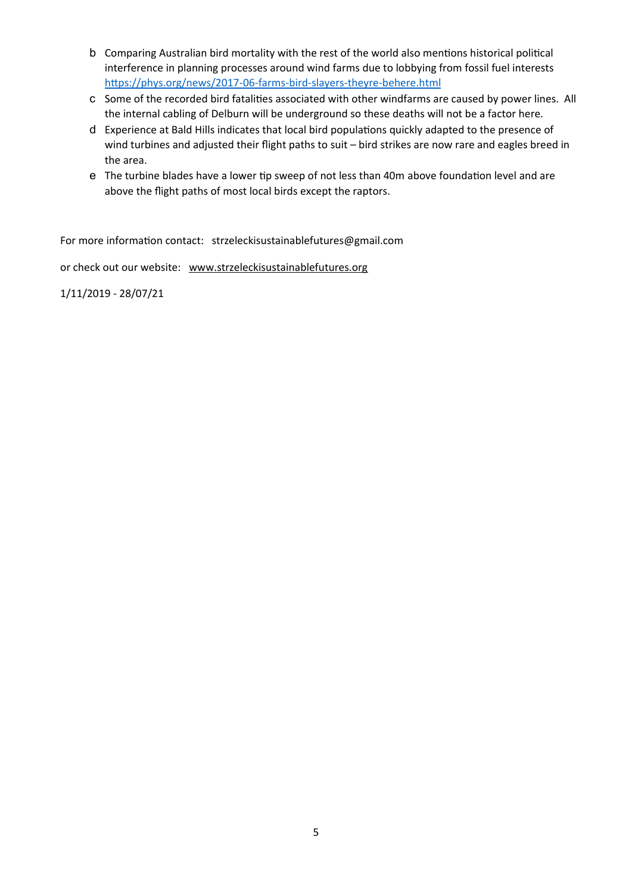b. Comparing Australian bird mortality with the rest of the world also mentions historical political interference in planning processes around wind farms due to lobbying from fossil fuel interests [https://phys.org/news/2017-06-farms-bird-slayers-theyre-behere.html](https://phys.org/news/2017-06-farms-bird-slayers-theyre-behere.html)
c. Some of the recorded bird fatalities associated with other windfarms are caused by power lines. All the internal cabling of Delburn will be underground so these deaths will not be a factor here.
d. Experience at Bald Hills indicates that local bird populations quickly adapted to the presence of wind turbines and adjusted their flight paths to suit – bird strikes are now rare and eagles breed in the area.
e. The turbine blades have a lower tip sweep of not less than 40m above foundation level and are above the flight paths of most local birds except the raptors.

For more information contact: strzeleckisustainablefutures@gmail.com

or check out our website: www.strzeleckisustainablefutures.org

1/11/2019 - 28/07/21